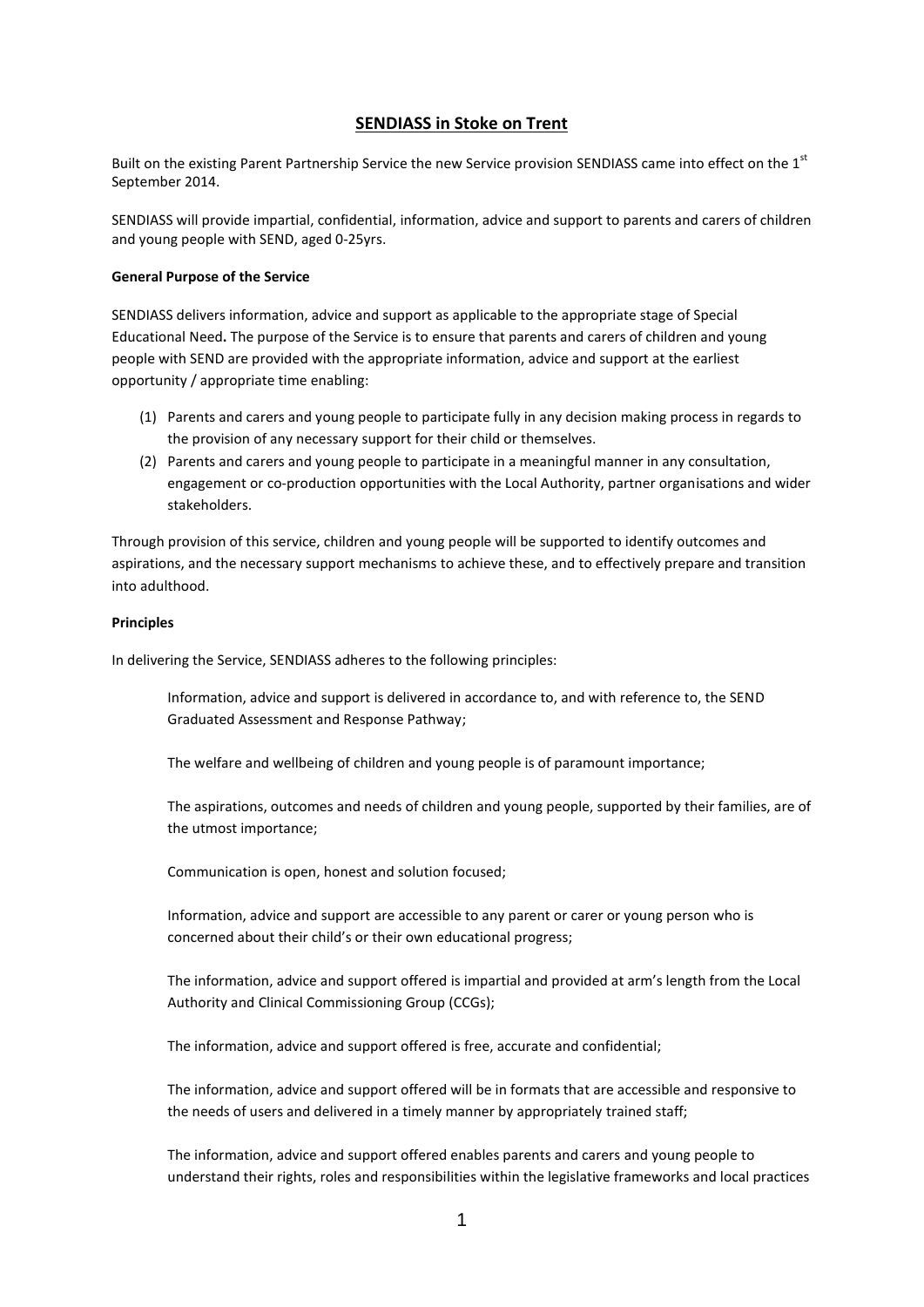# SENDIASS in Stoke on Trent

Built on the existing Parent Partnership Service the new Service provision SENDIASS came into effect on the 1st September 2014.

SENDIASS will provide impartial, confidential, information, advice and support to parents and carers of children and young people with SEND, aged 0-25yrs.

**General Purpose of the Service**

SENDIASS delivers information, advice and support as applicable to the appropriate stage of Special Educational Need**.** The purpose of the Service is to ensure that parents and carers of children and young people with SEND are provided with the appropriate information, advice and support at the earliest opportunity / appropriate time enabling:

(1) Parents and carers and young people to participate fully in any decision making process in regards to the provision of any necessary support for their child or themselves.
(2) Parents and carers and young people to participate in a meaningful manner in any consultation, engagement or co-production opportunities with the Local Authority, partner organisations and wider stakeholders.

Through provision of this service, children and young people will be supported to identify outcomes and aspirations, and the necessary support mechanisms to achieve these, and to effectively prepare and transition into adulthood.

**Principles**

In delivering the Service, SENDIASS adheres to the following principles:

Information, advice and support is delivered in accordance to, and with reference to, the SEND Graduated Assessment and Response Pathway;

The welfare and wellbeing of children and young people is of paramount importance;

The aspirations, outcomes and needs of children and young people, supported by their families, are of the utmost importance;

Communication is open, honest and solution focused;

Information, advice and support are accessible to any parent or carer or young person who is concerned about their child's or their own educational progress;

The information, advice and support offered is impartial and provided at arm's length from the Local Authority and Clinical Commissioning Group (CCGs);

The information, advice and support offered is free, accurate and confidential;

The information, advice and support offered will be in formats that are accessible and responsive to the needs of users and delivered in a timely manner by appropriately trained staff;

The information, advice and support offered enables parents and carers and young people to understand their rights, roles and responsibilities within the legislative frameworks and local practices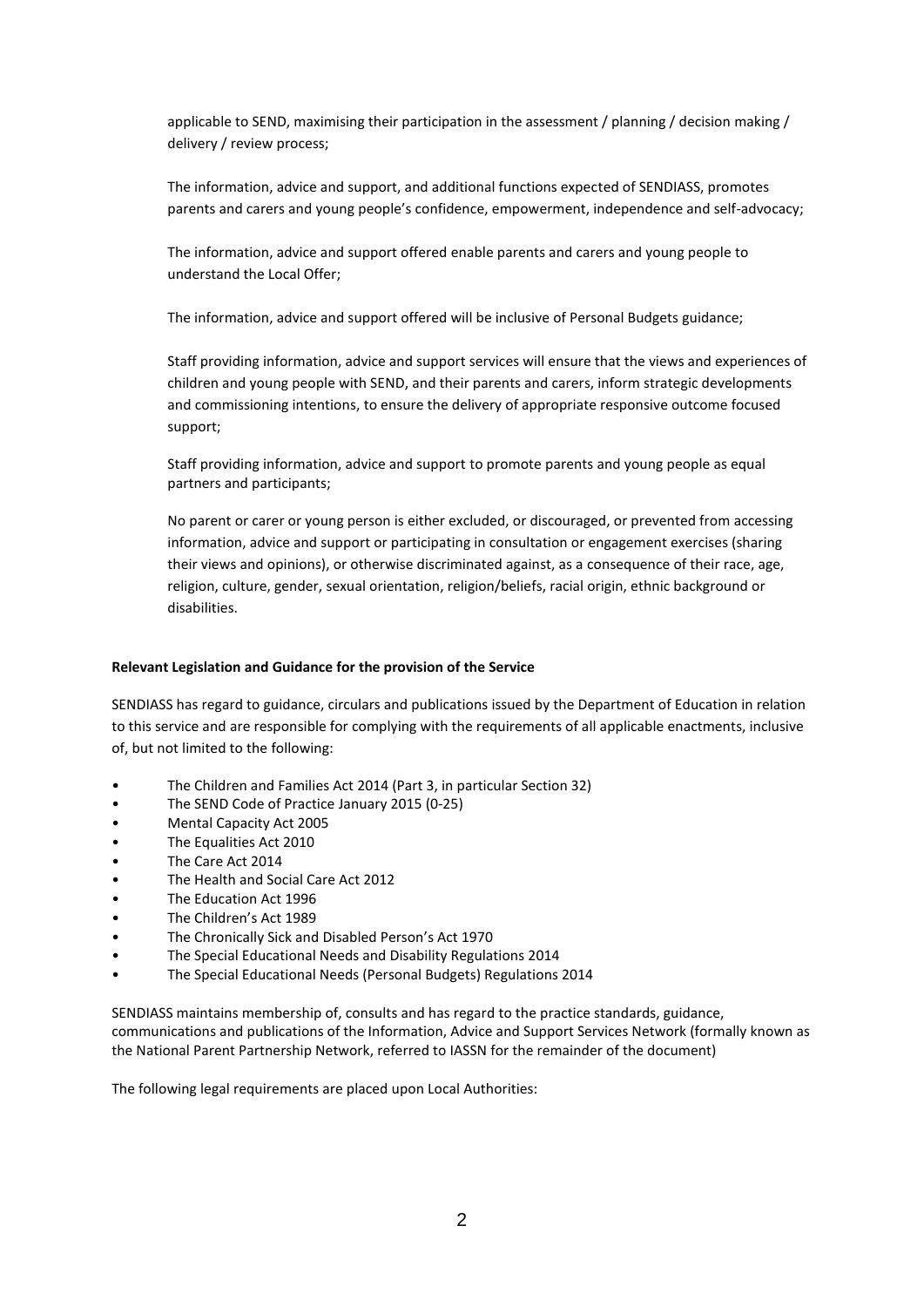applicable to SEND, maximising their participation in the assessment / planning / decision making / delivery / review process;

The information, advice and support, and additional functions expected of SENDIASS, promotes parents and carers and young people's confidence, empowerment, independence and self-advocacy;

The information, advice and support offered enable parents and carers and young people to understand the Local Offer;

The information, advice and support offered will be inclusive of Personal Budgets guidance;

Staff providing information, advice and support services will ensure that the views and experiences of children and young people with SEND, and their parents and carers, inform strategic developments and commissioning intentions, to ensure the delivery of appropriate responsive outcome focused support;

Staff providing information, advice and support to promote parents and young people as equal partners and participants;

No parent or carer or young person is either excluded, or discouraged, or prevented from accessing information, advice and support or participating in consultation or engagement exercises (sharing their views and opinions), or otherwise discriminated against, as a consequence of their race, age, religion, culture, gender, sexual orientation, religion/beliefs, racial origin, ethnic background or disabilities.

**Relevant Legislation and Guidance for the provision of the Service**

SENDIASS has regard to guidance, circulars and publications issued by the Department of Education in relation to this service and are responsible for complying with the requirements of all applicable enactments, inclusive of, but not limited to the following:

- The Children and Families Act 2014 (Part 3, in particular Section 32)
- The SEND Code of Practice January 2015 (0-25)
- Mental Capacity Act 2005
- The Equalities Act 2010
- The Care Act 2014
- The Health and Social Care Act 2012
- The Education Act 1996
- The Children's Act 1989
- The Chronically Sick and Disabled Person's Act 1970
- The Special Educational Needs and Disability Regulations 2014
- The Special Educational Needs (Personal Budgets) Regulations 2014

SENDIASS maintains membership of, consults and has regard to the practice standards, guidance, communications and publications of the Information, Advice and Support Services Network (formally known as the National Parent Partnership Network, referred to IASSN for the remainder of the document)

The following legal requirements are placed upon Local Authorities: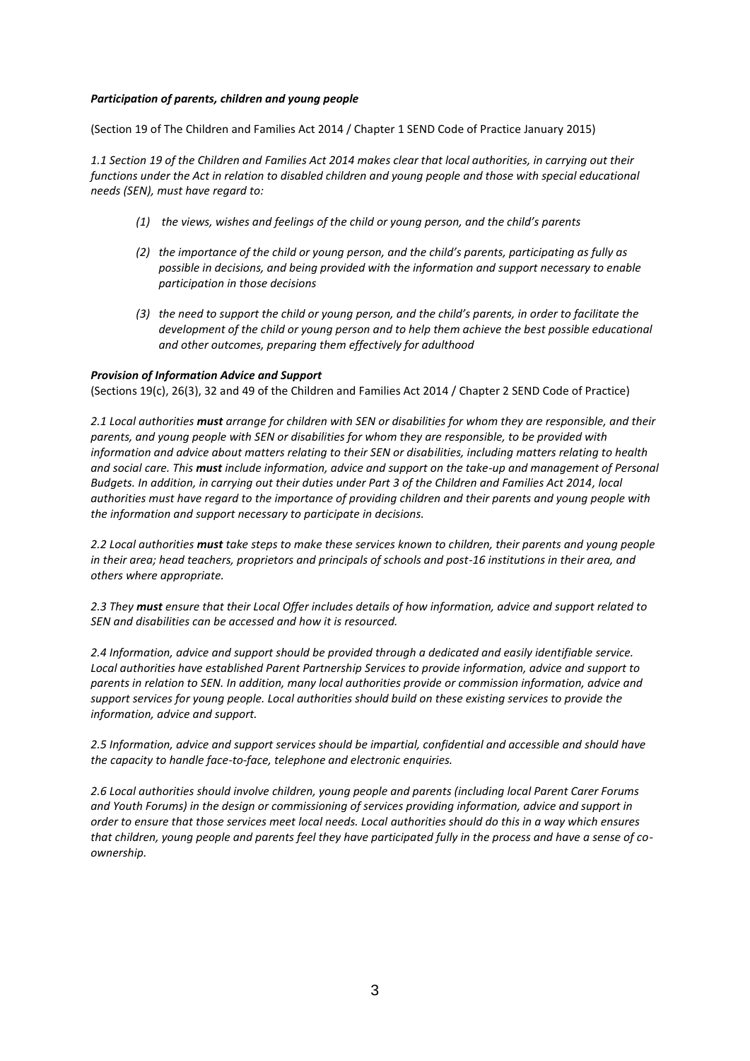***Participation of parents, children and young people***

(Section 19 of The Children and Families Act 2014 / Chapter 1 SEND Code of Practice January 2015)

*1.1 Section 19 of the Children and Families Act 2014 makes clear that local authorities, in carrying out their functions under the Act in relation to disabled children and young people and those with special educational needs (SEN), must have regard to:*

- *(1) the views, wishes and feelings of the child or young person, and the child's parents*
- *(2) the importance of the child or young person, and the child's parents, participating as fully as possible in decisions, and being provided with the information and support necessary to enable participation in those decisions*
- *(3) the need to support the child or young person, and the child's parents, in order to facilitate the development of the child or young person and to help them achieve the best possible educational and other outcomes, preparing them effectively for adulthood*

***Provision of Information Advice and Support***

(Sections 19(c), 26(3), 32 and 49 of the Children and Families Act 2014 / Chapter 2 SEND Code of Practice)

*2.1 Local authorities **must** arrange for children with SEN or disabilities for whom they are responsible, and their parents, and young people with SEN or disabilities for whom they are responsible, to be provided with information and advice about matters relating to their SEN or disabilities, including matters relating to health and social care. This **must** include information, advice and support on the take-up and management of Personal Budgets. In addition, in carrying out their duties under Part 3 of the Children and Families Act 2014, local authorities must have regard to the importance of providing children and their parents and young people with the information and support necessary to participate in decisions.*

*2.2 Local authorities **must** take steps to make these services known to children, their parents and young people in their area; head teachers, proprietors and principals of schools and post-16 institutions in their area, and others where appropriate.*

*2.3 They **must** ensure that their Local Offer includes details of how information, advice and support related to SEN and disabilities can be accessed and how it is resourced.*

*2.4 Information, advice and support should be provided through a dedicated and easily identifiable service. Local authorities have established Parent Partnership Services to provide information, advice and support to parents in relation to SEN. In addition, many local authorities provide or commission information, advice and support services for young people. Local authorities should build on these existing services to provide the information, advice and support.*

*2.5 Information, advice and support services should be impartial, confidential and accessible and should have the capacity to handle face-to-face, telephone and electronic enquiries.*

*2.6 Local authorities should involve children, young people and parents (including local Parent Carer Forums and Youth Forums) in the design or commissioning of services providing information, advice and support in order to ensure that those services meet local needs. Local authorities should do this in a way which ensures that children, young people and parents feel they have participated fully in the process and have a sense of co-ownership.*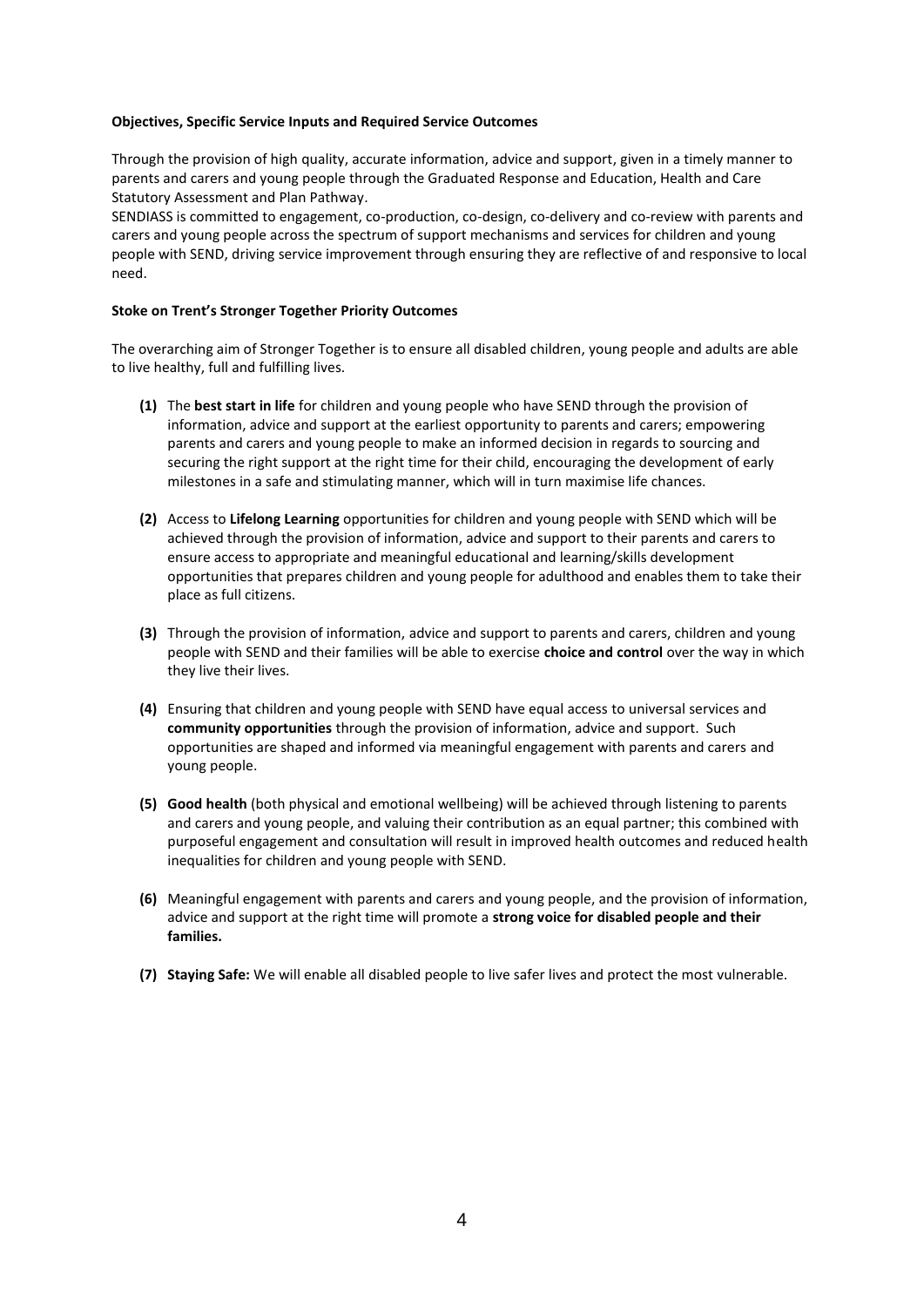**Objectives, Specific Service Inputs and Required Service Outcomes**

Through the provision of high quality, accurate information, advice and support, given in a timely manner to parents and carers and young people through the Graduated Response and Education, Health and Care Statutory Assessment and Plan Pathway.
SENDIASS is committed to engagement, co-production, co-design, co-delivery and co-review with parents and carers and young people across the spectrum of support mechanisms and services for children and young people with SEND, driving service improvement through ensuring they are reflective of and responsive to local need.

**Stoke on Trent's Stronger Together Priority Outcomes**

The overarching aim of Stronger Together is to ensure all disabled children, young people and adults are able to live healthy, full and fulfilling lives.

**(1)** The **best start in life** for children and young people who have SEND through the provision of information, advice and support at the earliest opportunity to parents and carers; empowering parents and carers and young people to make an informed decision in regards to sourcing and securing the right support at the right time for their child, encouraging the development of early milestones in a safe and stimulating manner, which will in turn maximise life chances.

**(2)** Access to **Lifelong Learning** opportunities for children and young people with SEND which will be achieved through the provision of information, advice and support to their parents and carers to ensure access to appropriate and meaningful educational and learning/skills development opportunities that prepares children and young people for adulthood and enables them to take their place as full citizens.

**(3)** Through the provision of information, advice and support to parents and carers, children and young people with SEND and their families will be able to exercise **choice and control** over the way in which they live their lives.

**(4)** Ensuring that children and young people with SEND have equal access to universal services and **community opportunities** through the provision of information, advice and support. Such opportunities are shaped and informed via meaningful engagement with parents and carers and young people.

**(5)** **Good health** (both physical and emotional wellbeing) will be achieved through listening to parents and carers and young people, and valuing their contribution as an equal partner; this combined with purposeful engagement and consultation will result in improved health outcomes and reduced health inequalities for children and young people with SEND.

**(6)** Meaningful engagement with parents and carers and young people, and the provision of information, advice and support at the right time will promote a **strong voice for disabled people and their families.**

**(7)** **Staying Safe:** We will enable all disabled people to live safer lives and protect the most vulnerable.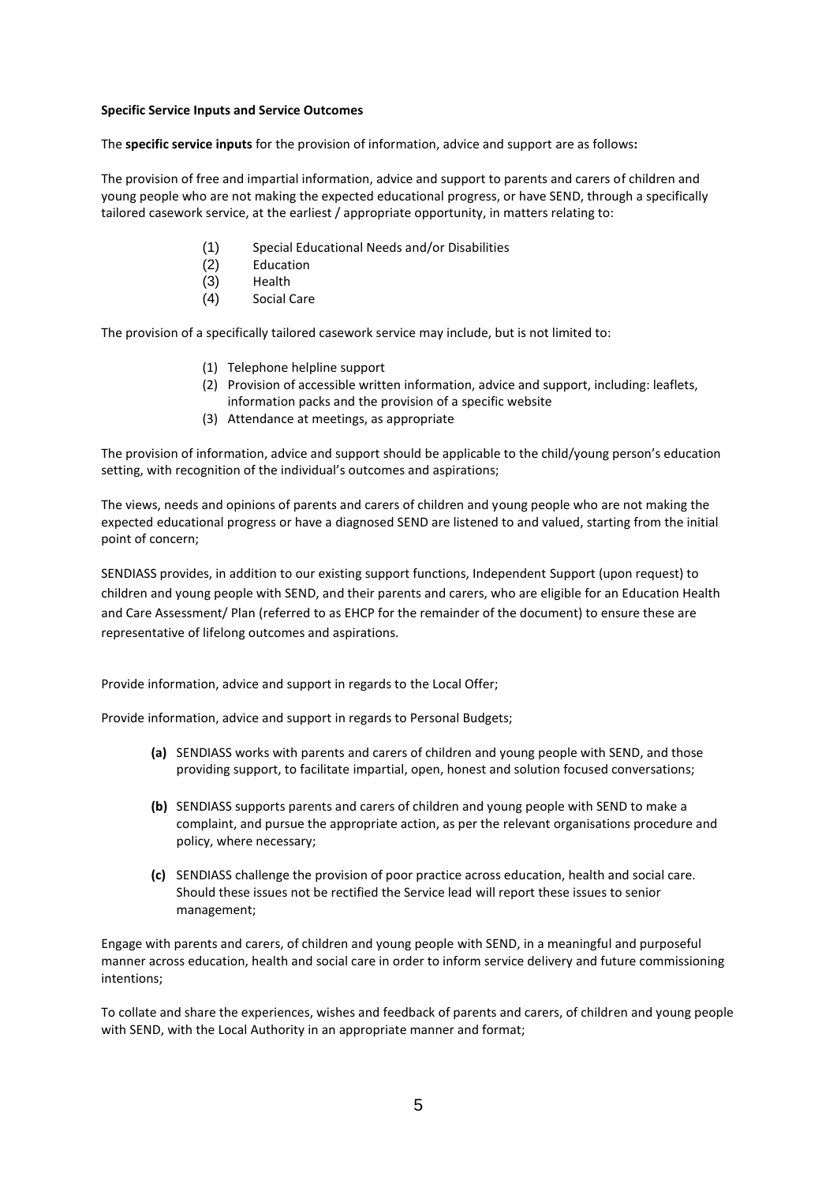**Specific Service Inputs and Service Outcomes**

The **specific service inputs** for the provision of information, advice and support are as follows**:**

The provision of free and impartial information, advice and support to parents and carers of children and young people who are not making the expected educational progress, or have SEND, through a specifically tailored casework service, at the earliest / appropriate opportunity, in matters relating to:

(1) Special Educational Needs and/or Disabilities
(2) Education
(3) Health
(4) Social Care

The provision of a specifically tailored casework service may include, but is not limited to:

(1) Telephone helpline support
(2) Provision of accessible written information, advice and support, including: leaflets, information packs and the provision of a specific website
(3) Attendance at meetings, as appropriate

The provision of information, advice and support should be applicable to the child/young person's education setting, with recognition of the individual's outcomes and aspirations;

The views, needs and opinions of parents and carers of children and young people who are not making the expected educational progress or have a diagnosed SEND are listened to and valued, starting from the initial point of concern;

SENDIASS provides, in addition to our existing support functions, Independent Support (upon request) to children and young people with SEND, and their parents and carers, who are eligible for an Education Health and Care Assessment/ Plan (referred to as EHCP for the remainder of the document) to ensure these are representative of lifelong outcomes and aspirations.

Provide information, advice and support in regards to the Local Offer;

Provide information, advice and support in regards to Personal Budgets;

**(a)** SENDIASS works with parents and carers of children and young people with SEND, and those providing support, to facilitate impartial, open, honest and solution focused conversations;

**(b)** SENDIASS supports parents and carers of children and young people with SEND to make a complaint, and pursue the appropriate action, as per the relevant organisations procedure and policy, where necessary;

**(c)** SENDIASS challenge the provision of poor practice across education, health and social care. Should these issues not be rectified the Service lead will report these issues to senior management;

Engage with parents and carers, of children and young people with SEND, in a meaningful and purposeful manner across education, health and social care in order to inform service delivery and future commissioning intentions;

To collate and share the experiences, wishes and feedback of parents and carers, of children and young people with SEND, with the Local Authority in an appropriate manner and format;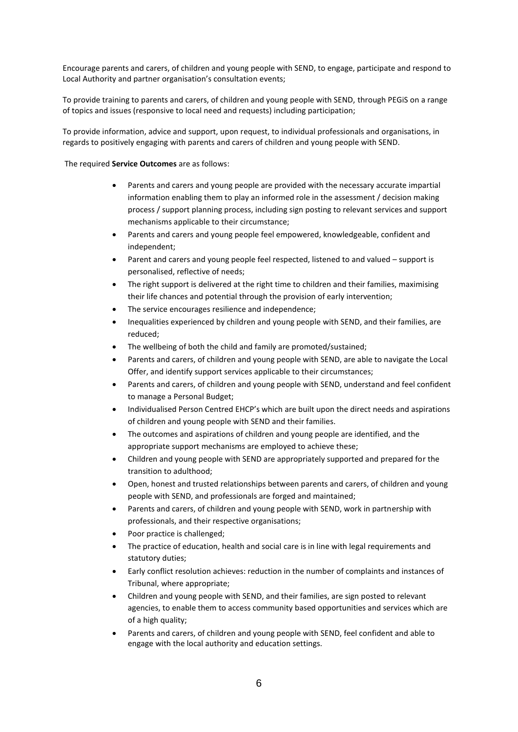Encourage parents and carers, of children and young people with SEND, to engage, participate and respond to Local Authority and partner organisation's consultation events;

To provide training to parents and carers, of children and young people with SEND, through PEGiS on a range of topics and issues (responsive to local need and requests) including participation;

To provide information, advice and support, upon request, to individual professionals and organisations, in regards to positively engaging with parents and carers of children and young people with SEND.

The required **Service Outcomes** are as follows:

- Parents and carers and young people are provided with the necessary accurate impartial information enabling them to play an informed role in the assessment / decision making process / support planning process, including sign posting to relevant services and support mechanisms applicable to their circumstance;
- Parents and carers and young people feel empowered, knowledgeable, confident and independent;
- Parent and carers and young people feel respected, listened to and valued – support is personalised, reflective of needs;
- The right support is delivered at the right time to children and their families, maximising their life chances and potential through the provision of early intervention;
- The service encourages resilience and independence;
- Inequalities experienced by children and young people with SEND, and their families, are reduced;
- The wellbeing of both the child and family are promoted/sustained;
- Parents and carers, of children and young people with SEND, are able to navigate the Local Offer, and identify support services applicable to their circumstances;
- Parents and carers, of children and young people with SEND, understand and feel confident to manage a Personal Budget;
- Individualised Person Centred EHCP's which are built upon the direct needs and aspirations of children and young people with SEND and their families.
- The outcomes and aspirations of children and young people are identified, and the appropriate support mechanisms are employed to achieve these;
- Children and young people with SEND are appropriately supported and prepared for the transition to adulthood;
- Open, honest and trusted relationships between parents and carers, of children and young people with SEND, and professionals are forged and maintained;
- Parents and carers, of children and young people with SEND, work in partnership with professionals, and their respective organisations;
- Poor practice is challenged;
- The practice of education, health and social care is in line with legal requirements and statutory duties;
- Early conflict resolution achieves: reduction in the number of complaints and instances of Tribunal, where appropriate;
- Children and young people with SEND, and their families, are sign posted to relevant agencies, to enable them to access community based opportunities and services which are of a high quality;
- Parents and carers, of children and young people with SEND, feel confident and able to engage with the local authority and education settings.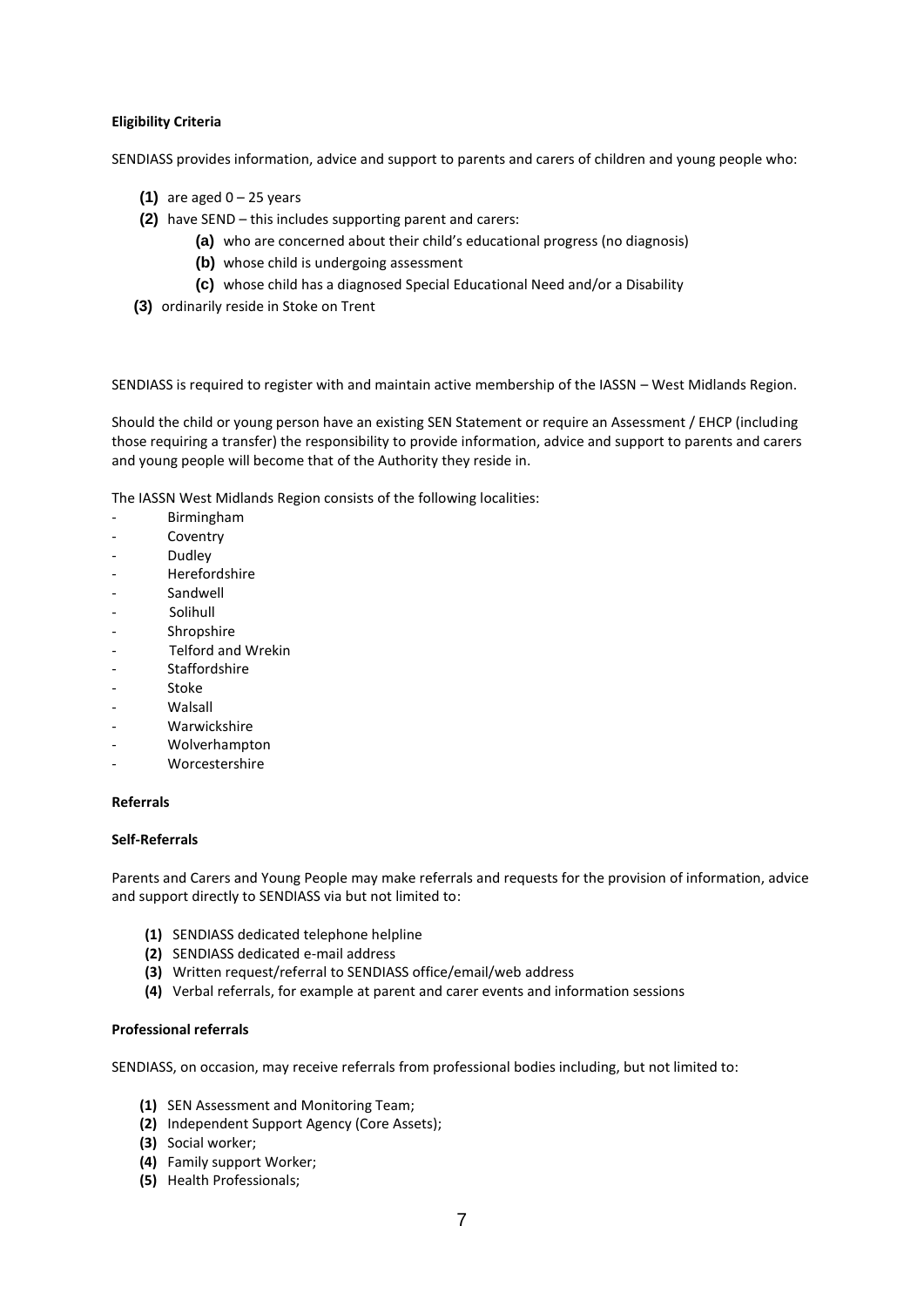**Eligibility Criteria**

SENDIASS provides information, advice and support to parents and carers of children and young people who:

**(1)** are aged 0 – 25 years

**(2)** have SEND – this includes supporting parent and carers:

- **(a)** who are concerned about their child's educational progress (no diagnosis)
- **(b)** whose child is undergoing assessment
- **(c)** whose child has a diagnosed Special Educational Need and/or a Disability

**(3)** ordinarily reside in Stoke on Trent

SENDIASS is required to register with and maintain active membership of the IASSN – West Midlands Region.

Should the child or young person have an existing SEN Statement or require an Assessment / EHCP (including those requiring a transfer) the responsibility to provide information, advice and support to parents and carers and young people will become that of the Authority they reside in.

The IASSN West Midlands Region consists of the following localities:

- Birmingham
- Coventry
- Dudley
- Herefordshire
- Sandwell
- Solihull
- Shropshire
- Telford and Wrekin
- Staffordshire
- Stoke
- Walsall
- Warwickshire
- Wolverhampton
- Worcestershire

**Referrals**

**Self-Referrals**

Parents and Carers and Young People may make referrals and requests for the provision of information, advice and support directly to SENDIASS via but not limited to:

**(1)** SENDIASS dedicated telephone helpline
**(2)** SENDIASS dedicated e-mail address
**(3)** Written request/referral to SENDIASS office/email/web address
**(4)** Verbal referrals, for example at parent and carer events and information sessions

**Professional referrals**

SENDIASS, on occasion, may receive referrals from professional bodies including, but not limited to:

**(1)** SEN Assessment and Monitoring Team;
**(2)** Independent Support Agency (Core Assets);
**(3)** Social worker;
**(4)** Family support Worker;
**(5)** Health Professionals;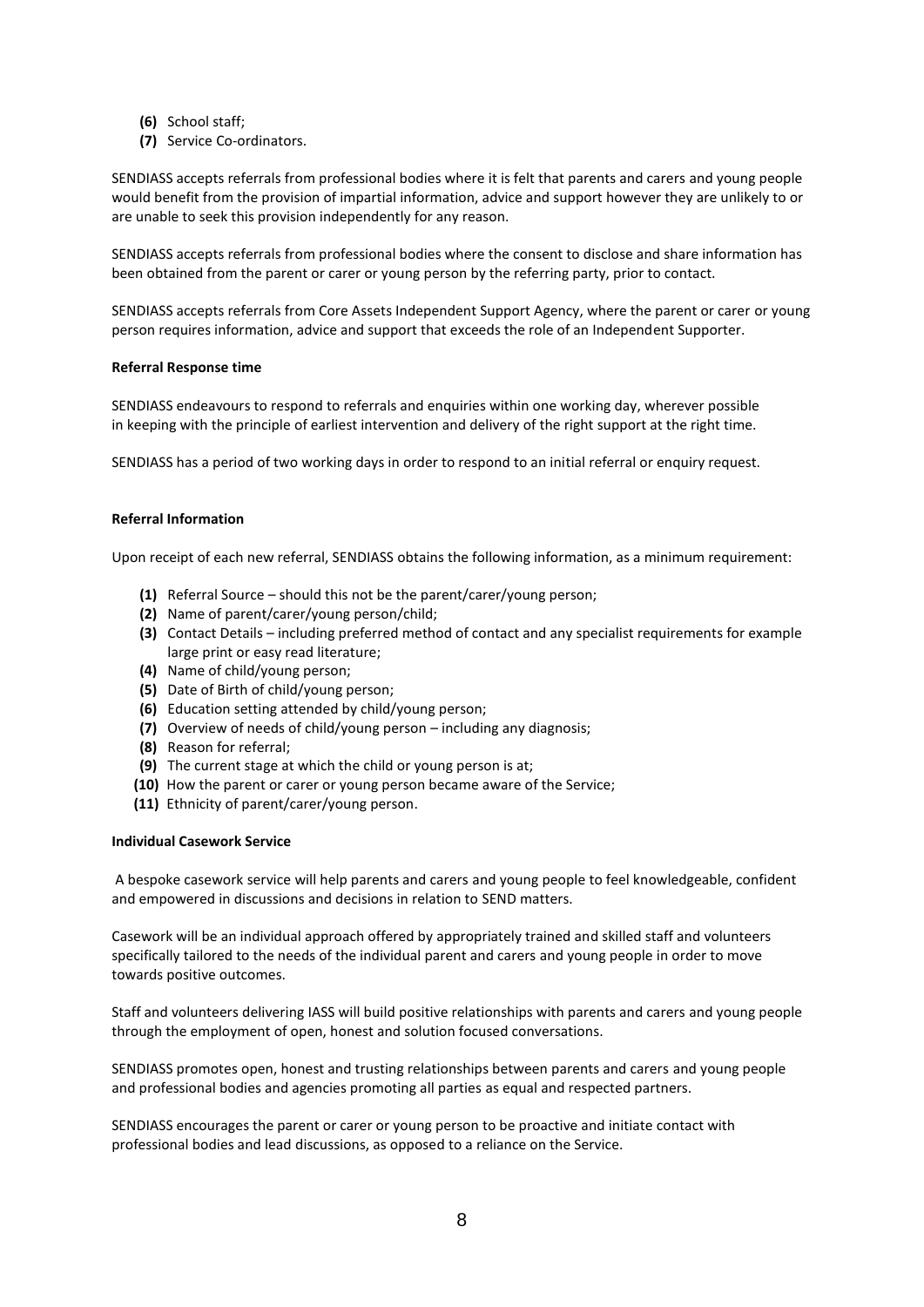**(6)** School staff;
**(7)** Service Co-ordinators.

SENDIASS accepts referrals from professional bodies where it is felt that parents and carers and young people would benefit from the provision of impartial information, advice and support however they are unlikely to or are unable to seek this provision independently for any reason.

SENDIASS accepts referrals from professional bodies where the consent to disclose and share information has been obtained from the parent or carer or young person by the referring party, prior to contact.

SENDIASS accepts referrals from Core Assets Independent Support Agency, where the parent or carer or young person requires information, advice and support that exceeds the role of an Independent Supporter.

**Referral Response time**

SENDIASS endeavours to respond to referrals and enquiries within one working day, wherever possible in keeping with the principle of earliest intervention and delivery of the right support at the right time.

SENDIASS has a period of two working days in order to respond to an initial referral or enquiry request.

**Referral Information**

Upon receipt of each new referral, SENDIASS obtains the following information, as a minimum requirement:

**(1)** Referral Source – should this not be the parent/carer/young person;
**(2)** Name of parent/carer/young person/child;
**(3)** Contact Details – including preferred method of contact and any specialist requirements for example large print or easy read literature;
**(4)** Name of child/young person;
**(5)** Date of Birth of child/young person;
**(6)** Education setting attended by child/young person;
**(7)** Overview of needs of child/young person – including any diagnosis;
**(8)** Reason for referral;
**(9)** The current stage at which the child or young person is at;
**(10)** How the parent or carer or young person became aware of the Service;
**(11)** Ethnicity of parent/carer/young person.

**Individual Casework Service**

A bespoke casework service will help parents and carers and young people to feel knowledgeable, confident and empowered in discussions and decisions in relation to SEND matters.

Casework will be an individual approach offered by appropriately trained and skilled staff and volunteers specifically tailored to the needs of the individual parent and carers and young people in order to move towards positive outcomes.

Staff and volunteers delivering IASS will build positive relationships with parents and carers and young people through the employment of open, honest and solution focused conversations.

SENDIASS promotes open, honest and trusting relationships between parents and carers and young people and professional bodies and agencies promoting all parties as equal and respected partners.

SENDIASS encourages the parent or carer or young person to be proactive and initiate contact with professional bodies and lead discussions, as opposed to a reliance on the Service.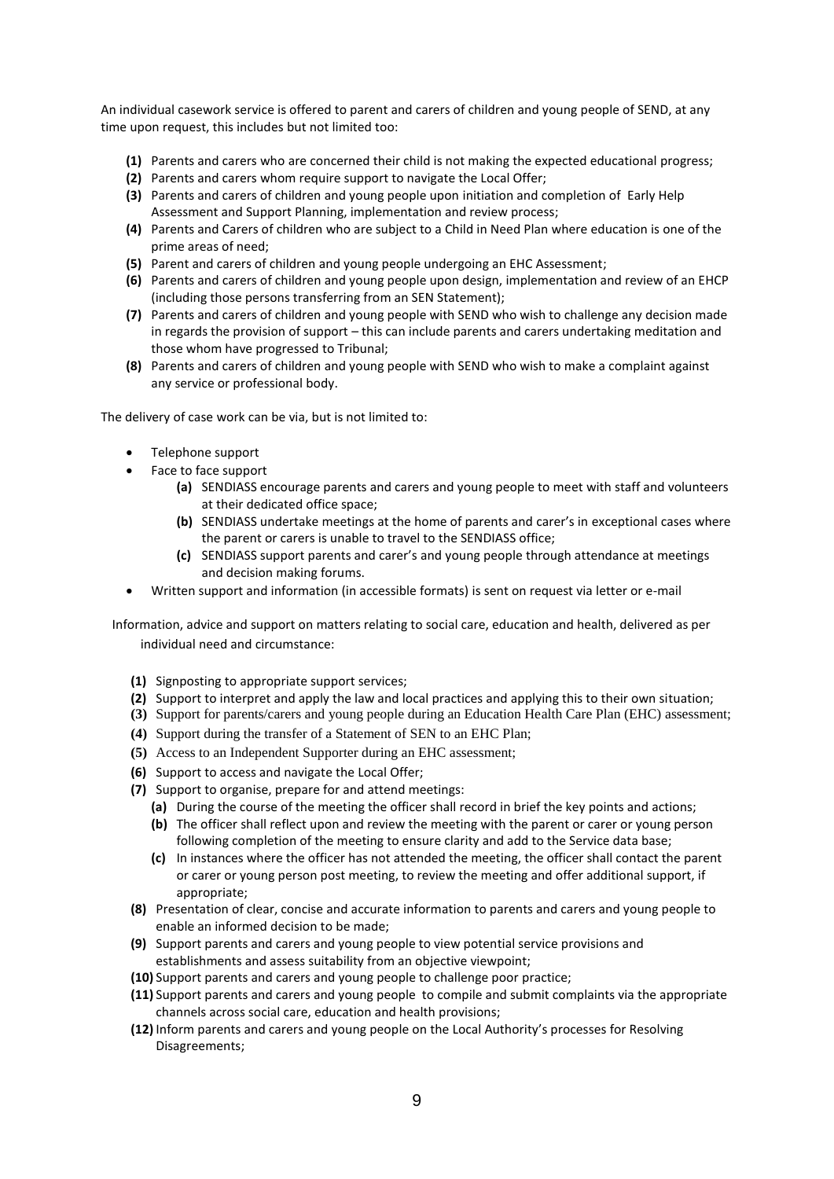An individual casework service is offered to parent and carers of children and young people of SEND, at any time upon request, this includes but not limited too:

**(1)** Parents and carers who are concerned their child is not making the expected educational progress;
**(2)** Parents and carers whom require support to navigate the Local Offer;
**(3)** Parents and carers of children and young people upon initiation and completion of Early Help Assessment and Support Planning, implementation and review process;
**(4)** Parents and Carers of children who are subject to a Child in Need Plan where education is one of the prime areas of need;
**(5)** Parent and carers of children and young people undergoing an EHC Assessment;
**(6)** Parents and carers of children and young people upon design, implementation and review of an EHCP (including those persons transferring from an SEN Statement);
**(7)** Parents and carers of children and young people with SEND who wish to challenge any decision made in regards the provision of support – this can include parents and carers undertaking meditation and those whom have progressed to Tribunal;
**(8)** Parents and carers of children and young people with SEND who wish to make a complaint against any service or professional body.

The delivery of case work can be via, but is not limited to:

- Telephone support
- Face to face support
  - **(a)** SENDIASS encourage parents and carers and young people to meet with staff and volunteers at their dedicated office space;
  - **(b)** SENDIASS undertake meetings at the home of parents and carer's in exceptional cases where the parent or carers is unable to travel to the SENDIASS office;
  - **(c)** SENDIASS support parents and carer's and young people through attendance at meetings and decision making forums.
- Written support and information (in accessible formats) is sent on request via letter or e-mail

Information, advice and support on matters relating to social care, education and health, delivered as per individual need and circumstance:

**(1)** Signposting to appropriate support services;
**(2)** Support to interpret and apply the law and local practices and applying this to their own situation;
**(3)** Support for parents/carers and young people during an Education Health Care Plan (EHC) assessment;
**(4)** Support during the transfer of a Statement of SEN to an EHC Plan;
**(5)** Access to an Independent Supporter during an EHC assessment;
**(6)** Support to access and navigate the Local Offer;
**(7)** Support to organise, prepare for and attend meetings:
  - **(a)** During the course of the meeting the officer shall record in brief the key points and actions;
  - **(b)** The officer shall reflect upon and review the meeting with the parent or carer or young person following completion of the meeting to ensure clarity and add to the Service data base;
  - **(c)** In instances where the officer has not attended the meeting, the officer shall contact the parent or carer or young person post meeting, to review the meeting and offer additional support, if appropriate;

**(8)** Presentation of clear, concise and accurate information to parents and carers and young people to enable an informed decision to be made;
**(9)** Support parents and carers and young people to view potential service provisions and establishments and assess suitability from an objective viewpoint;
**(10)** Support parents and carers and young people to challenge poor practice;
**(11)** Support parents and carers and young people to compile and submit complaints via the appropriate channels across social care, education and health provisions;
**(12)** Inform parents and carers and young people on the Local Authority's processes for Resolving Disagreements;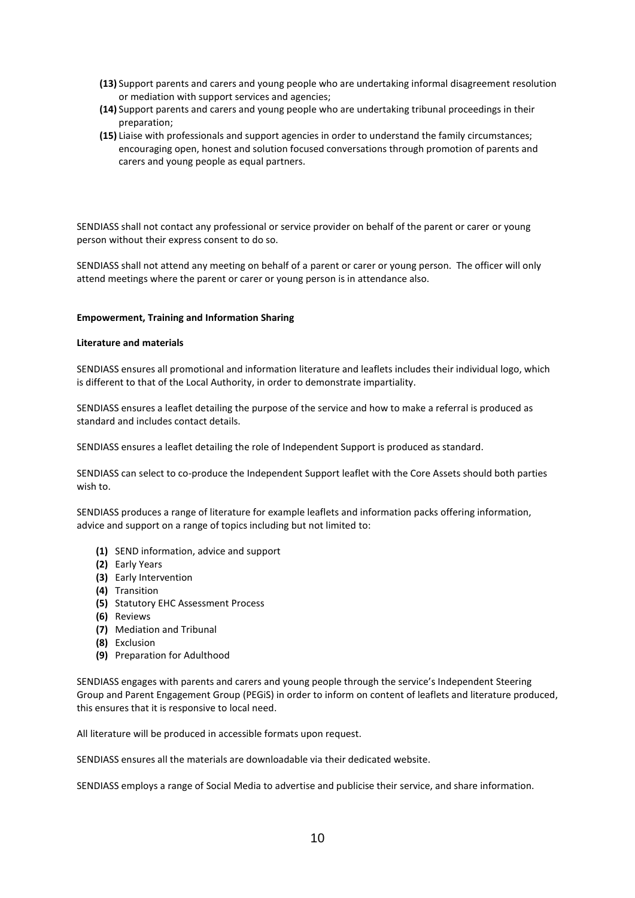- **(13)** Support parents and carers and young people who are undertaking informal disagreement resolution or mediation with support services and agencies;
- **(14)** Support parents and carers and young people who are undertaking tribunal proceedings in their preparation;
- **(15)** Liaise with professionals and support agencies in order to understand the family circumstances; encouraging open, honest and solution focused conversations through promotion of parents and carers and young people as equal partners.

SENDIASS shall not contact any professional or service provider on behalf of the parent or carer or young person without their express consent to do so.

SENDIASS shall not attend any meeting on behalf of a parent or carer or young person. The officer will only attend meetings where the parent or carer or young person is in attendance also.

**Empowerment, Training and Information Sharing**

**Literature and materials**

SENDIASS ensures all promotional and information literature and leaflets includes their individual logo, which is different to that of the Local Authority, in order to demonstrate impartiality.

SENDIASS ensures a leaflet detailing the purpose of the service and how to make a referral is produced as standard and includes contact details.

SENDIASS ensures a leaflet detailing the role of Independent Support is produced as standard.

SENDIASS can select to co-produce the Independent Support leaflet with the Core Assets should both parties wish to.

SENDIASS produces a range of literature for example leaflets and information packs offering information, advice and support on a range of topics including but not limited to:

- **(1)** SEND information, advice and support
- **(2)** Early Years
- **(3)** Early Intervention
- **(4)** Transition
- **(5)** Statutory EHC Assessment Process
- **(6)** Reviews
- **(7)** Mediation and Tribunal
- **(8)** Exclusion
- **(9)** Preparation for Adulthood

SENDIASS engages with parents and carers and young people through the service's Independent Steering Group and Parent Engagement Group (PEGiS) in order to inform on content of leaflets and literature produced, this ensures that it is responsive to local need.

All literature will be produced in accessible formats upon request.

SENDIASS ensures all the materials are downloadable via their dedicated website.

SENDIASS employs a range of Social Media to advertise and publicise their service, and share information.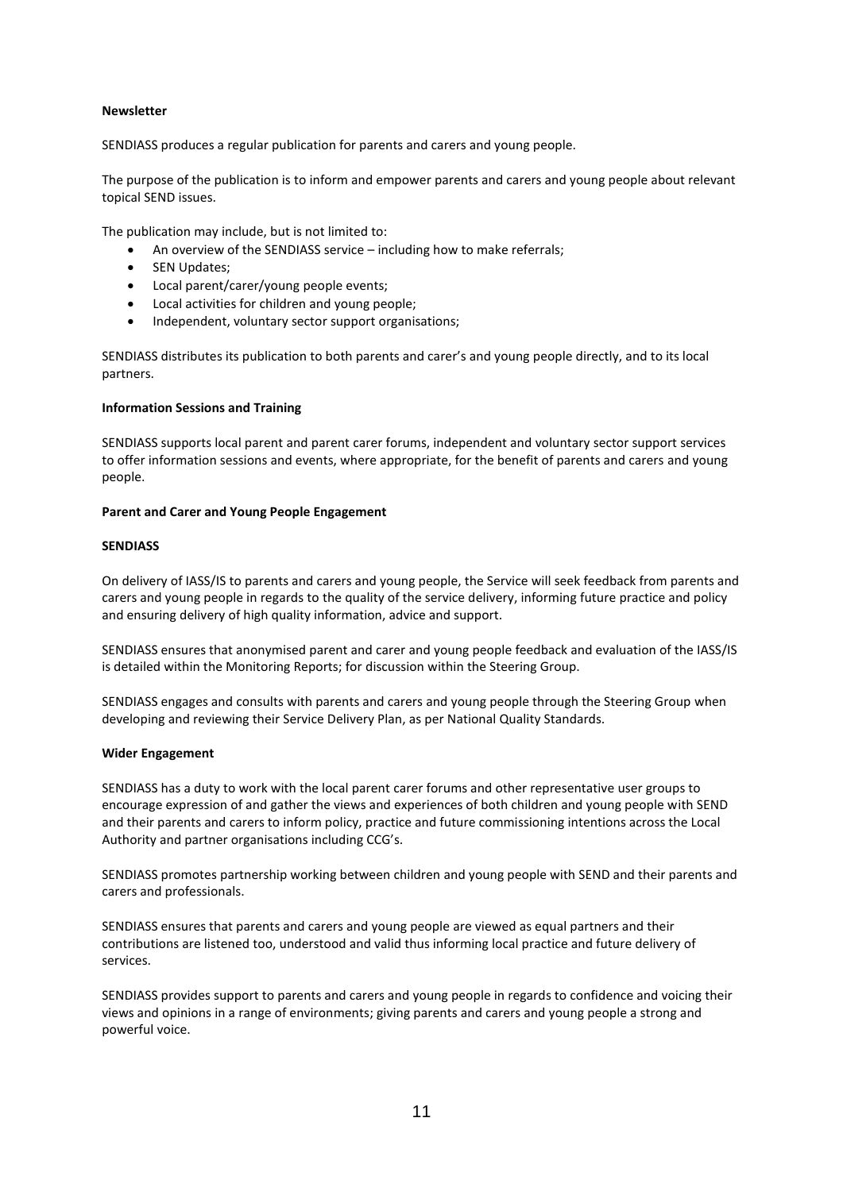**Newsletter**

SENDIASS produces a regular publication for parents and carers and young people.

The purpose of the publication is to inform and empower parents and carers and young people about relevant topical SEND issues.

The publication may include, but is not limited to:

- An overview of the SENDIASS service – including how to make referrals;
- SEN Updates;
- Local parent/carer/young people events;
- Local activities for children and young people;
- Independent, voluntary sector support organisations;

SENDIASS distributes its publication to both parents and carer's and young people directly, and to its local partners.

**Information Sessions and Training**

SENDIASS supports local parent and parent carer forums, independent and voluntary sector support services to offer information sessions and events, where appropriate, for the benefit of parents and carers and young people.

**Parent and Carer and Young People Engagement**

**SENDIASS**

On delivery of IASS/IS to parents and carers and young people, the Service will seek feedback from parents and carers and young people in regards to the quality of the service delivery, informing future practice and policy and ensuring delivery of high quality information, advice and support.

SENDIASS ensures that anonymised parent and carer and young people feedback and evaluation of the IASS/IS is detailed within the Monitoring Reports; for discussion within the Steering Group.

SENDIASS engages and consults with parents and carers and young people through the Steering Group when developing and reviewing their Service Delivery Plan, as per National Quality Standards.

**Wider Engagement**

SENDIASS has a duty to work with the local parent carer forums and other representative user groups to encourage expression of and gather the views and experiences of both children and young people with SEND and their parents and carers to inform policy, practice and future commissioning intentions across the Local Authority and partner organisations including CCG's.

SENDIASS promotes partnership working between children and young people with SEND and their parents and carers and professionals.

SENDIASS ensures that parents and carers and young people are viewed as equal partners and their contributions are listened too, understood and valid thus informing local practice and future delivery of services.

SENDIASS provides support to parents and carers and young people in regards to confidence and voicing their views and opinions in a range of environments; giving parents and carers and young people a strong and powerful voice.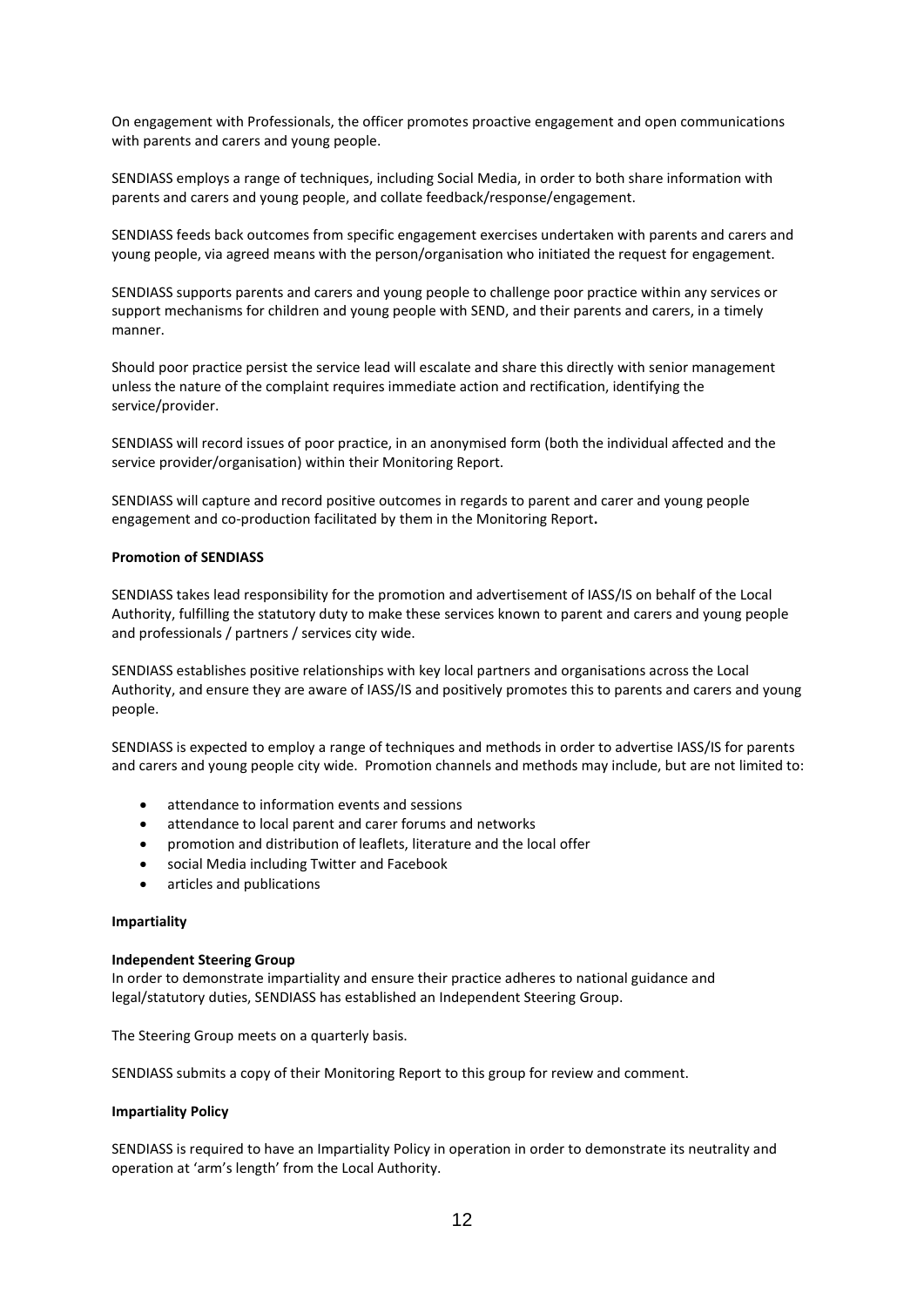On engagement with Professionals, the officer promotes proactive engagement and open communications with parents and carers and young people.

SENDIASS employs a range of techniques, including Social Media, in order to both share information with parents and carers and young people, and collate feedback/response/engagement.

SENDIASS feeds back outcomes from specific engagement exercises undertaken with parents and carers and young people, via agreed means with the person/organisation who initiated the request for engagement.

SENDIASS supports parents and carers and young people to challenge poor practice within any services or support mechanisms for children and young people with SEND, and their parents and carers, in a timely manner.

Should poor practice persist the service lead will escalate and share this directly with senior management unless the nature of the complaint requires immediate action and rectification, identifying the service/provider.

SENDIASS will record issues of poor practice, in an anonymised form (both the individual affected and the service provider/organisation) within their Monitoring Report.

SENDIASS will capture and record positive outcomes in regards to parent and carer and young people engagement and co-production facilitated by them in the Monitoring Report**.**

**Promotion of SENDIASS**

SENDIASS takes lead responsibility for the promotion and advertisement of IASS/IS on behalf of the Local Authority, fulfilling the statutory duty to make these services known to parent and carers and young people and professionals / partners / services city wide.

SENDIASS establishes positive relationships with key local partners and organisations across the Local Authority, and ensure they are aware of IASS/IS and positively promotes this to parents and carers and young people.

SENDIASS is expected to employ a range of techniques and methods in order to advertise IASS/IS for parents and carers and young people city wide. Promotion channels and methods may include, but are not limited to:

- attendance to information events and sessions
- attendance to local parent and carer forums and networks
- promotion and distribution of leaflets, literature and the local offer
- social Media including Twitter and Facebook
- articles and publications

**Impartiality**

**Independent Steering Group**

In order to demonstrate impartiality and ensure their practice adheres to national guidance and legal/statutory duties, SENDIASS has established an Independent Steering Group.

The Steering Group meets on a quarterly basis.

SENDIASS submits a copy of their Monitoring Report to this group for review and comment.

**Impartiality Policy**

SENDIASS is required to have an Impartiality Policy in operation in order to demonstrate its neutrality and operation at 'arm's length' from the Local Authority.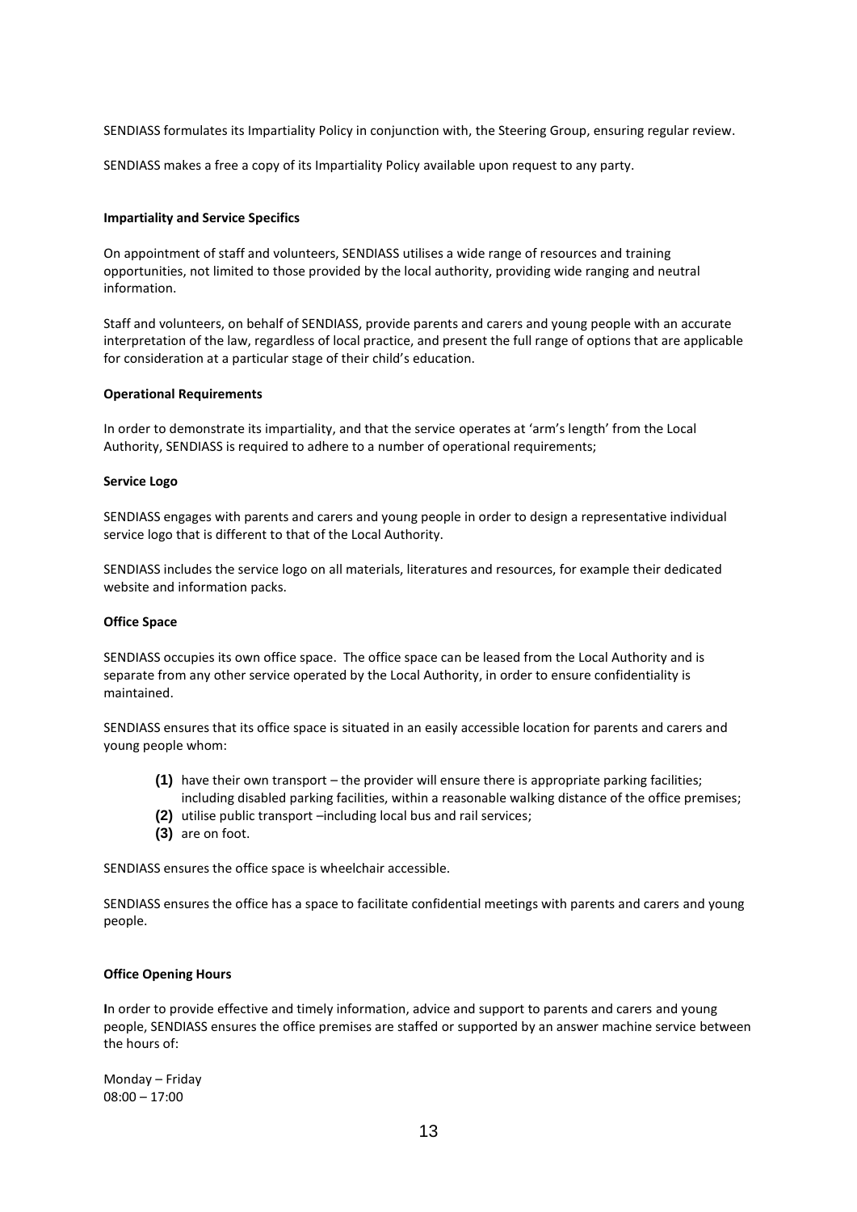SENDIASS formulates its Impartiality Policy in conjunction with, the Steering Group, ensuring regular review.

SENDIASS makes a free a copy of its Impartiality Policy available upon request to any party.

**Impartiality and Service Specifics**

On appointment of staff and volunteers, SENDIASS utilises a wide range of resources and training opportunities, not limited to those provided by the local authority, providing wide ranging and neutral information.

Staff and volunteers, on behalf of SENDIASS, provide parents and carers and young people with an accurate interpretation of the law, regardless of local practice, and present the full range of options that are applicable for consideration at a particular stage of their child's education.

**Operational Requirements**

In order to demonstrate its impartiality, and that the service operates at 'arm's length' from the Local Authority, SENDIASS is required to adhere to a number of operational requirements;

**Service Logo**

SENDIASS engages with parents and carers and young people in order to design a representative individual service logo that is different to that of the Local Authority.

SENDIASS includes the service logo on all materials, literatures and resources, for example their dedicated website and information packs.

**Office Space**

SENDIASS occupies its own office space. The office space can be leased from the Local Authority and is separate from any other service operated by the Local Authority, in order to ensure confidentiality is maintained.

SENDIASS ensures that its office space is situated in an easily accessible location for parents and carers and young people whom:

- **(1)** have their own transport – the provider will ensure there is appropriate parking facilities; including disabled parking facilities, within a reasonable walking distance of the office premises;
- **(2)** utilise public transport –including local bus and rail services;
- **(3)** are on foot.

SENDIASS ensures the office space is wheelchair accessible.

SENDIASS ensures the office has a space to facilitate confidential meetings with parents and carers and young people.

**Office Opening Hours**

**I**n order to provide effective and timely information, advice and support to parents and carers and young people, SENDIASS ensures the office premises are staffed or supported by an answer machine service between the hours of:

Monday – Friday
08:00 – 17:00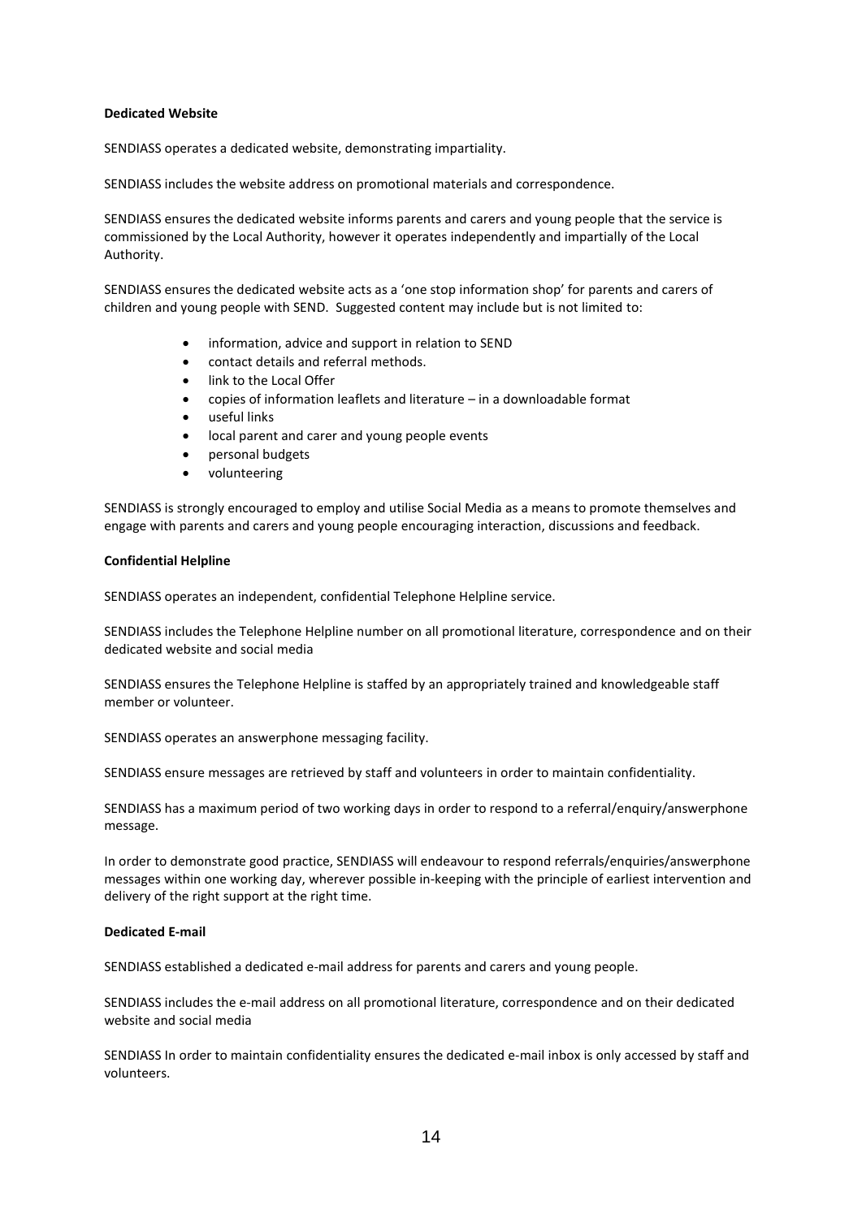**Dedicated Website**

SENDIASS operates a dedicated website, demonstrating impartiality.

SENDIASS includes the website address on promotional materials and correspondence.

SENDIASS ensures the dedicated website informs parents and carers and young people that the service is commissioned by the Local Authority, however it operates independently and impartially of the Local Authority.

SENDIASS ensures the dedicated website acts as a 'one stop information shop' for parents and carers of children and young people with SEND. Suggested content may include but is not limited to:

- information, advice and support in relation to SEND
- contact details and referral methods.
- link to the Local Offer
- copies of information leaflets and literature – in a downloadable format
- useful links
- local parent and carer and young people events
- personal budgets
- volunteering

SENDIASS is strongly encouraged to employ and utilise Social Media as a means to promote themselves and engage with parents and carers and young people encouraging interaction, discussions and feedback.

**Confidential Helpline**

SENDIASS operates an independent, confidential Telephone Helpline service.

SENDIASS includes the Telephone Helpline number on all promotional literature, correspondence and on their dedicated website and social media

SENDIASS ensures the Telephone Helpline is staffed by an appropriately trained and knowledgeable staff member or volunteer.

SENDIASS operates an answerphone messaging facility.

SENDIASS ensure messages are retrieved by staff and volunteers in order to maintain confidentiality.

SENDIASS has a maximum period of two working days in order to respond to a referral/enquiry/answerphone message.

In order to demonstrate good practice, SENDIASS will endeavour to respond referrals/enquiries/answerphone messages within one working day, wherever possible in-keeping with the principle of earliest intervention and delivery of the right support at the right time.

**Dedicated E-mail**

SENDIASS established a dedicated e-mail address for parents and carers and young people.

SENDIASS includes the e-mail address on all promotional literature, correspondence and on their dedicated website and social media

SENDIASS In order to maintain confidentiality ensures the dedicated e-mail inbox is only accessed by staff and volunteers.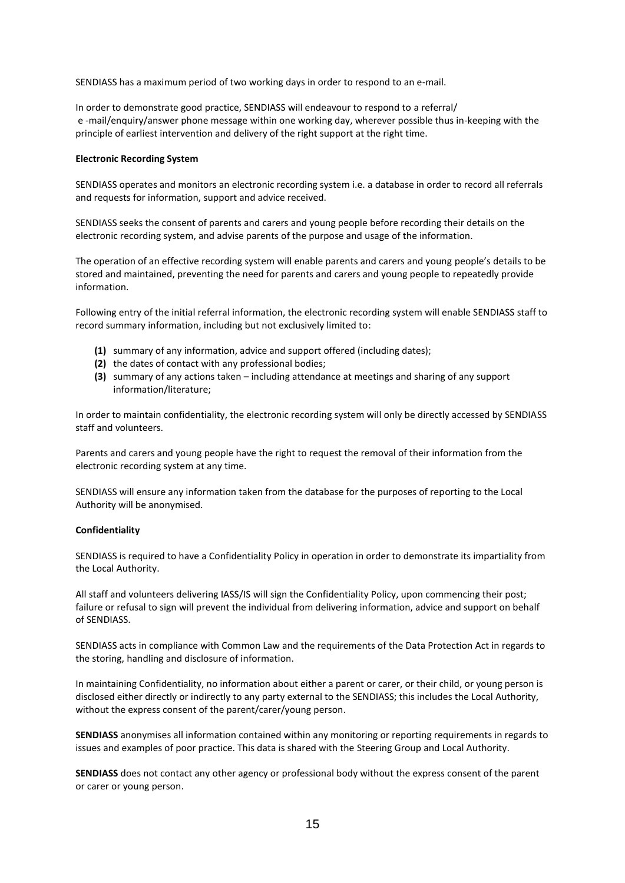SENDIASS has a maximum period of two working days in order to respond to an e-mail.

In order to demonstrate good practice, SENDIASS will endeavour to respond to a referral/ e -mail/enquiry/answer phone message within one working day, wherever possible thus in-keeping with the principle of earliest intervention and delivery of the right support at the right time.

**Electronic Recording System**

SENDIASS operates and monitors an electronic recording system i.e. a database in order to record all referrals and requests for information, support and advice received.

SENDIASS seeks the consent of parents and carers and young people before recording their details on the electronic recording system, and advise parents of the purpose and usage of the information.

The operation of an effective recording system will enable parents and carers and young people's details to be stored and maintained, preventing the need for parents and carers and young people to repeatedly provide information.

Following entry of the initial referral information, the electronic recording system will enable SENDIASS staff to record summary information, including but not exclusively limited to:

- **(1)** summary of any information, advice and support offered (including dates);
- **(2)** the dates of contact with any professional bodies;
- **(3)** summary of any actions taken – including attendance at meetings and sharing of any support information/literature;

In order to maintain confidentiality, the electronic recording system will only be directly accessed by SENDIASS staff and volunteers.

Parents and carers and young people have the right to request the removal of their information from the electronic recording system at any time.

SENDIASS will ensure any information taken from the database for the purposes of reporting to the Local Authority will be anonymised.

**Confidentiality**

SENDIASS is required to have a Confidentiality Policy in operation in order to demonstrate its impartiality from the Local Authority.

All staff and volunteers delivering IASS/IS will sign the Confidentiality Policy, upon commencing their post; failure or refusal to sign will prevent the individual from delivering information, advice and support on behalf of SENDIASS.

SENDIASS acts in compliance with Common Law and the requirements of the Data Protection Act in regards to the storing, handling and disclosure of information.

In maintaining Confidentiality, no information about either a parent or carer, or their child, or young person is disclosed either directly or indirectly to any party external to the SENDIASS; this includes the Local Authority, without the express consent of the parent/carer/young person.

**SENDIASS** anonymises all information contained within any monitoring or reporting requirements in regards to issues and examples of poor practice. This data is shared with the Steering Group and Local Authority.

**SENDIASS** does not contact any other agency or professional body without the express consent of the parent or carer or young person.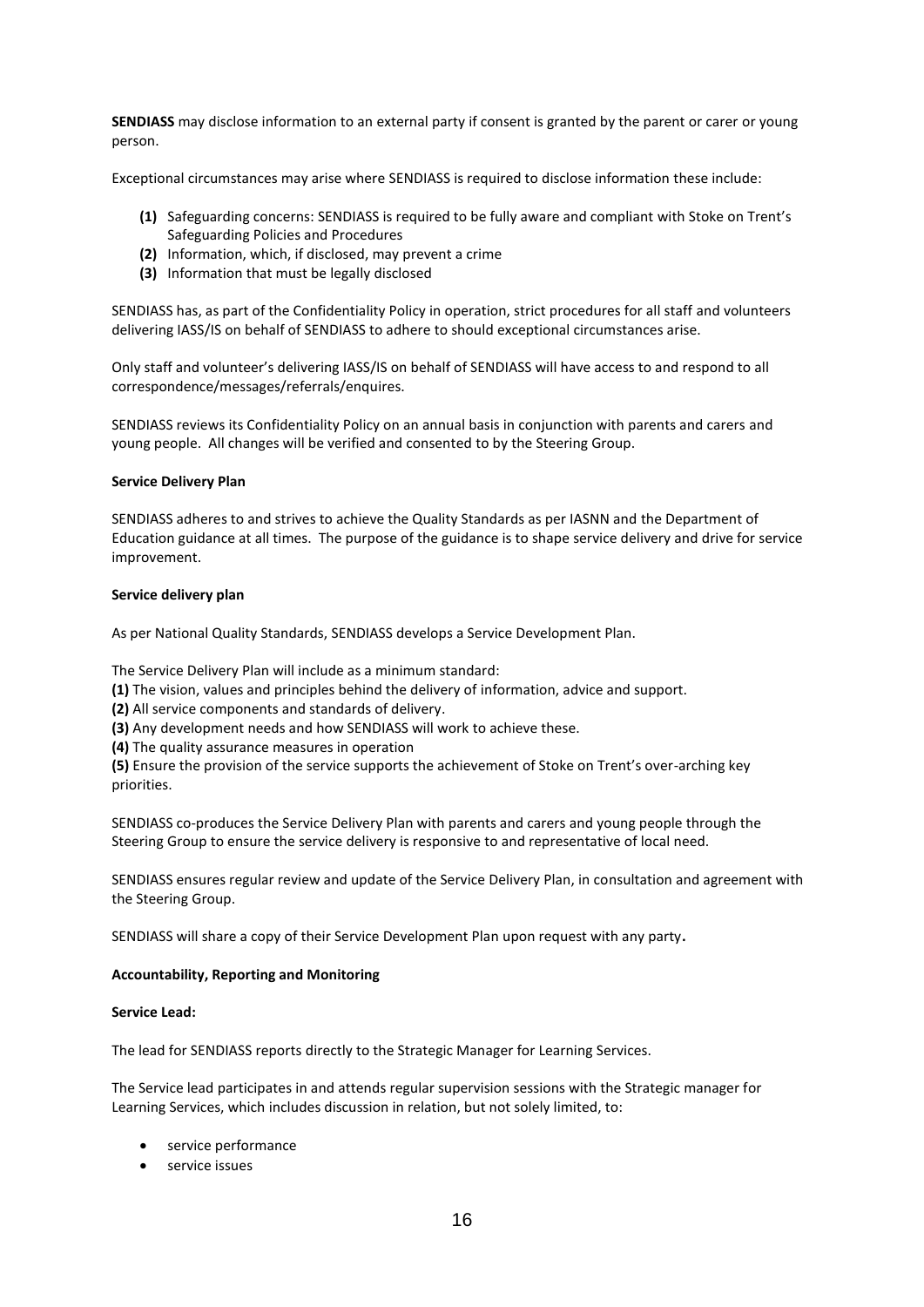**SENDIASS** may disclose information to an external party if consent is granted by the parent or carer or young person.

Exceptional circumstances may arise where SENDIASS is required to disclose information these include:

- **(1)** Safeguarding concerns: SENDIASS is required to be fully aware and compliant with Stoke on Trent's Safeguarding Policies and Procedures
- **(2)** Information, which, if disclosed, may prevent a crime
- **(3)** Information that must be legally disclosed

SENDIASS has, as part of the Confidentiality Policy in operation, strict procedures for all staff and volunteers delivering IASS/IS on behalf of SENDIASS to adhere to should exceptional circumstances arise.

Only staff and volunteer's delivering IASS/IS on behalf of SENDIASS will have access to and respond to all correspondence/messages/referrals/enquires.

SENDIASS reviews its Confidentiality Policy on an annual basis in conjunction with parents and carers and young people. All changes will be verified and consented to by the Steering Group.

**Service Delivery Plan**

SENDIASS adheres to and strives to achieve the Quality Standards as per IASNN and the Department of Education guidance at all times. The purpose of the guidance is to shape service delivery and drive for service improvement.

**Service delivery plan**

As per National Quality Standards, SENDIASS develops a Service Development Plan.

The Service Delivery Plan will include as a minimum standard:
**(1)** The vision, values and principles behind the delivery of information, advice and support.
**(2)** All service components and standards of delivery.
**(3)** Any development needs and how SENDIASS will work to achieve these.
**(4)** The quality assurance measures in operation
**(5)** Ensure the provision of the service supports the achievement of Stoke on Trent's over-arching key priorities.

SENDIASS co-produces the Service Delivery Plan with parents and carers and young people through the Steering Group to ensure the service delivery is responsive to and representative of local need.

SENDIASS ensures regular review and update of the Service Delivery Plan, in consultation and agreement with the Steering Group.

SENDIASS will share a copy of their Service Development Plan upon request with any party**.**

**Accountability, Reporting and Monitoring**

**Service Lead:**

The lead for SENDIASS reports directly to the Strategic Manager for Learning Services.

The Service lead participates in and attends regular supervision sessions with the Strategic manager for Learning Services, which includes discussion in relation, but not solely limited, to:

- service performance
- service issues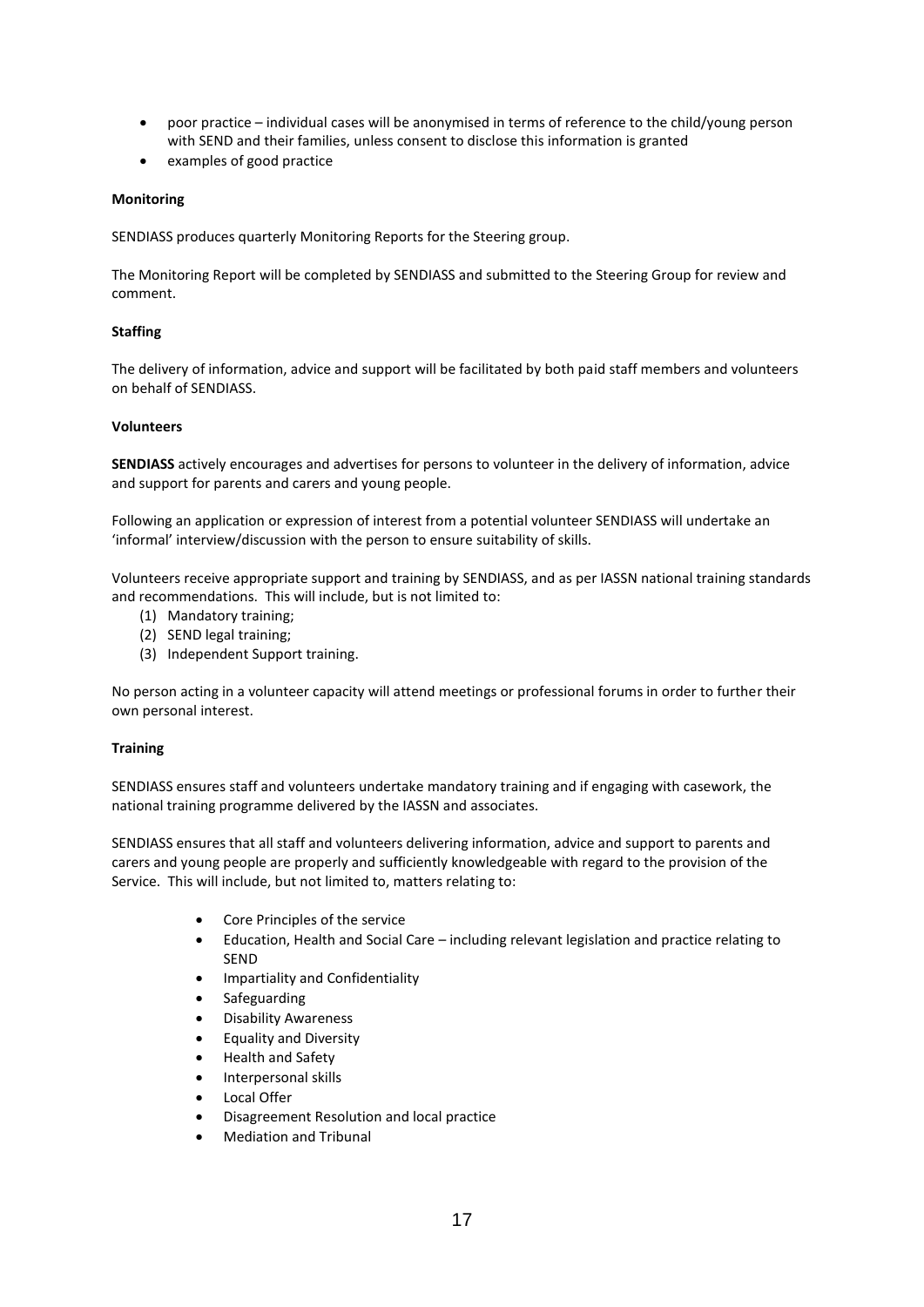- poor practice – individual cases will be anonymised in terms of reference to the child/young person with SEND and their families, unless consent to disclose this information is granted
- examples of good practice

**Monitoring**

SENDIASS produces quarterly Monitoring Reports for the Steering group.

The Monitoring Report will be completed by SENDIASS and submitted to the Steering Group for review and comment.

**Staffing**

The delivery of information, advice and support will be facilitated by both paid staff members and volunteers on behalf of SENDIASS.

**Volunteers**

**SENDIASS** actively encourages and advertises for persons to volunteer in the delivery of information, advice and support for parents and carers and young people.

Following an application or expression of interest from a potential volunteer SENDIASS will undertake an 'informal' interview/discussion with the person to ensure suitability of skills.

Volunteers receive appropriate support and training by SENDIASS, and as per IASSN national training standards and recommendations. This will include, but is not limited to:

(1) Mandatory training;
(2) SEND legal training;
(3) Independent Support training.

No person acting in a volunteer capacity will attend meetings or professional forums in order to further their own personal interest.

**Training**

SENDIASS ensures staff and volunteers undertake mandatory training and if engaging with casework, the national training programme delivered by the IASSN and associates.

SENDIASS ensures that all staff and volunteers delivering information, advice and support to parents and carers and young people are properly and sufficiently knowledgeable with regard to the provision of the Service. This will include, but not limited to, matters relating to:

- Core Principles of the service
- Education, Health and Social Care – including relevant legislation and practice relating to SEND
- Impartiality and Confidentiality
- Safeguarding
- Disability Awareness
- Equality and Diversity
- Health and Safety
- Interpersonal skills
- Local Offer
- Disagreement Resolution and local practice
- Mediation and Tribunal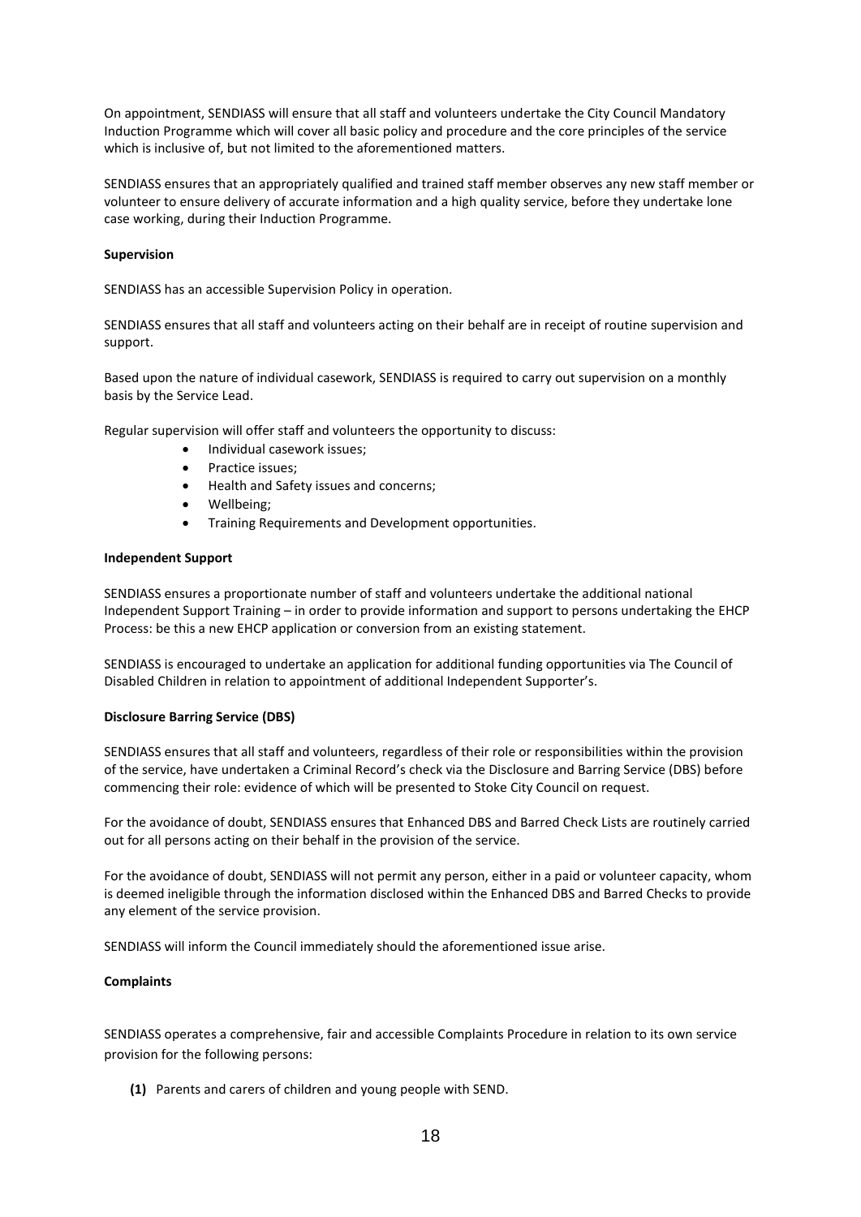On appointment, SENDIASS will ensure that all staff and volunteers undertake the City Council Mandatory Induction Programme which will cover all basic policy and procedure and the core principles of the service which is inclusive of, but not limited to the aforementioned matters.

SENDIASS ensures that an appropriately qualified and trained staff member observes any new staff member or volunteer to ensure delivery of accurate information and a high quality service, before they undertake lone case working, during their Induction Programme.

**Supervision**

SENDIASS has an accessible Supervision Policy in operation.

SENDIASS ensures that all staff and volunteers acting on their behalf are in receipt of routine supervision and support.

Based upon the nature of individual casework, SENDIASS is required to carry out supervision on a monthly basis by the Service Lead.

Regular supervision will offer staff and volunteers the opportunity to discuss:

- Individual casework issues;
- Practice issues;
- Health and Safety issues and concerns;
- Wellbeing;
- Training Requirements and Development opportunities.

**Independent Support**

SENDIASS ensures a proportionate number of staff and volunteers undertake the additional national Independent Support Training – in order to provide information and support to persons undertaking the EHCP Process: be this a new EHCP application or conversion from an existing statement.

SENDIASS is encouraged to undertake an application for additional funding opportunities via The Council of Disabled Children in relation to appointment of additional Independent Supporter's.

**Disclosure Barring Service (DBS)**

SENDIASS ensures that all staff and volunteers, regardless of their role or responsibilities within the provision of the service, have undertaken a Criminal Record's check via the Disclosure and Barring Service (DBS) before commencing their role: evidence of which will be presented to Stoke City Council on request.

For the avoidance of doubt, SENDIASS ensures that Enhanced DBS and Barred Check Lists are routinely carried out for all persons acting on their behalf in the provision of the service.

For the avoidance of doubt, SENDIASS will not permit any person, either in a paid or volunteer capacity, whom is deemed ineligible through the information disclosed within the Enhanced DBS and Barred Checks to provide any element of the service provision.

SENDIASS will inform the Council immediately should the aforementioned issue arise.

**Complaints**

SENDIASS operates a comprehensive, fair and accessible Complaints Procedure in relation to its own service provision for the following persons:

**(1)** Parents and carers of children and young people with SEND.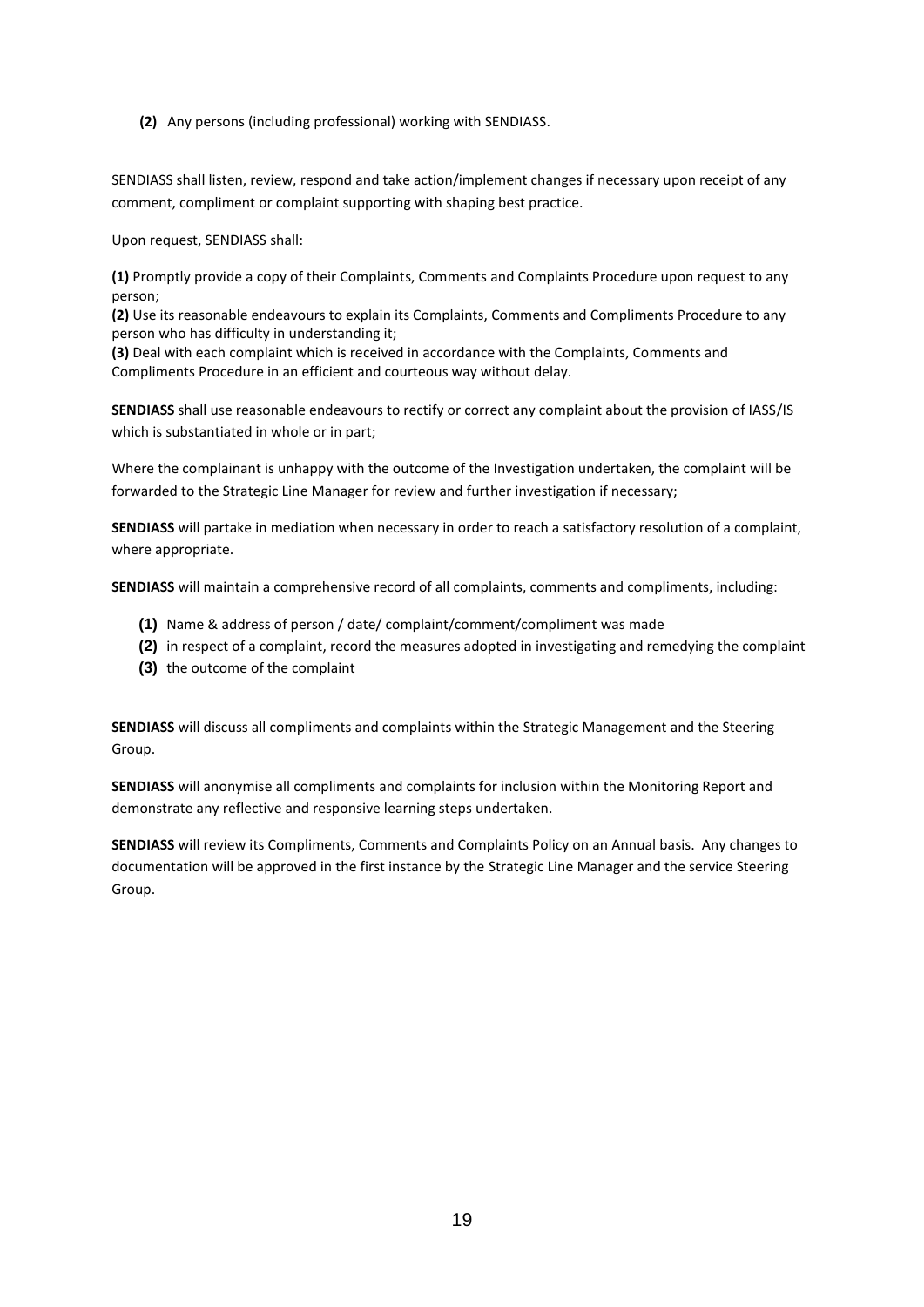**(2)** Any persons (including professional) working with SENDIASS.

SENDIASS shall listen, review, respond and take action/implement changes if necessary upon receipt of any comment, compliment or complaint supporting with shaping best practice.

Upon request, SENDIASS shall:

**(1)** Promptly provide a copy of their Complaints, Comments and Complaints Procedure upon request to any person;
**(2)** Use its reasonable endeavours to explain its Complaints, Comments and Compliments Procedure to any person who has difficulty in understanding it;
**(3)** Deal with each complaint which is received in accordance with the Complaints, Comments and Compliments Procedure in an efficient and courteous way without delay.

**SENDIASS** shall use reasonable endeavours to rectify or correct any complaint about the provision of IASS/IS which is substantiated in whole or in part;

Where the complainant is unhappy with the outcome of the Investigation undertaken, the complaint will be forwarded to the Strategic Line Manager for review and further investigation if necessary;

**SENDIASS** will partake in mediation when necessary in order to reach a satisfactory resolution of a complaint, where appropriate.

**SENDIASS** will maintain a comprehensive record of all complaints, comments and compliments, including:

**(1)** Name & address of person / date/ complaint/comment/compliment was made
**(2)** in respect of a complaint, record the measures adopted in investigating and remedying the complaint
**(3)** the outcome of the complaint

**SENDIASS** will discuss all compliments and complaints within the Strategic Management and the Steering Group.

**SENDIASS** will anonymise all compliments and complaints for inclusion within the Monitoring Report and demonstrate any reflective and responsive learning steps undertaken.

**SENDIASS** will review its Compliments, Comments and Complaints Policy on an Annual basis. Any changes to documentation will be approved in the first instance by the Strategic Line Manager and the service Steering Group.